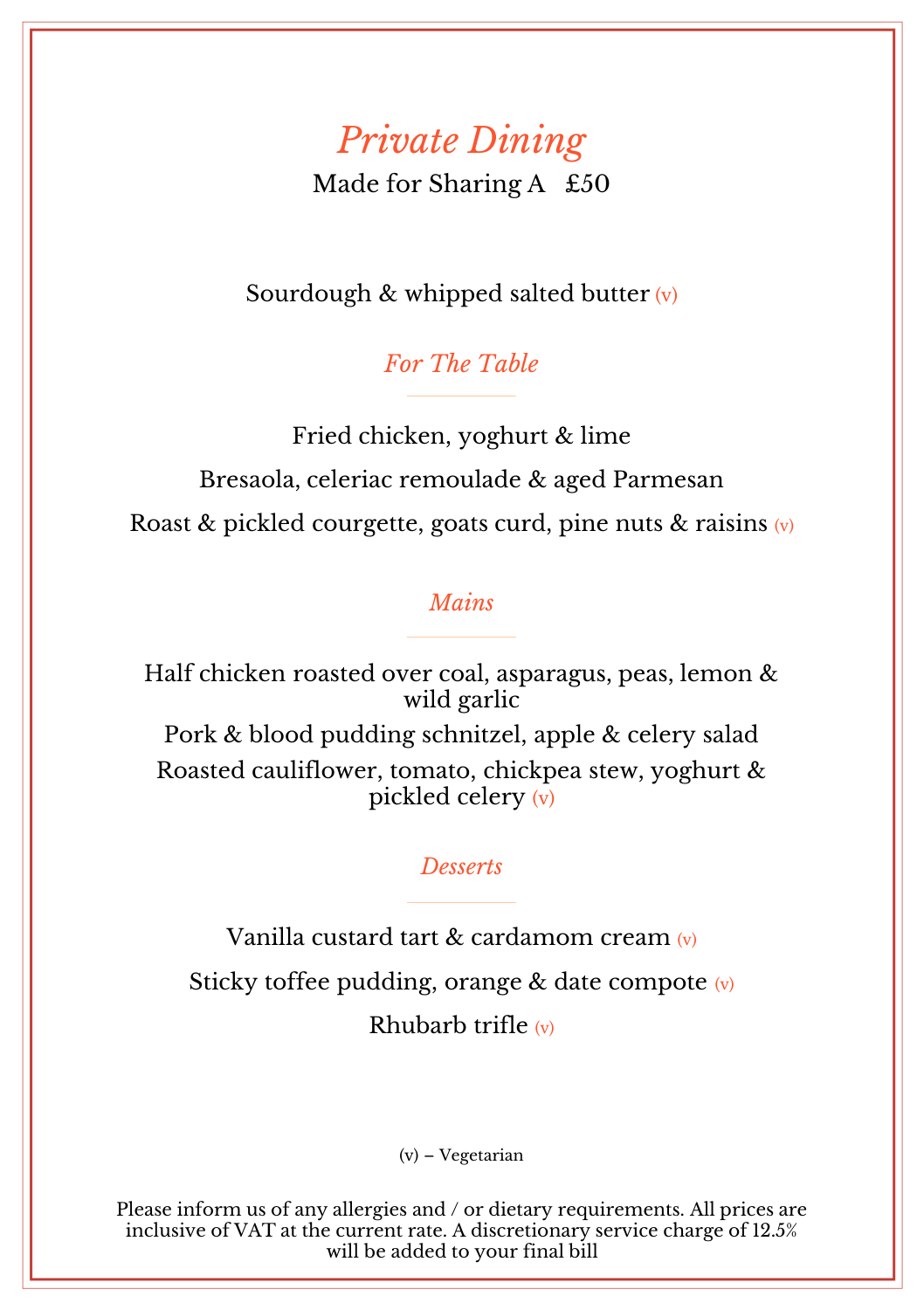# *Private Dining*

Made for Sharing A £50

Sourdough & whipped salted butter (v)

## *For The Table*

Fried chicken, yoghurt & lime

Bresaola, celeriac remoulade & aged Parmesan

Roast & pickled courgette, goats curd, pine nuts & raisins (v)

## *Mains*

Half chicken roasted over coal, asparagus, peas, lemon & wild garlic

Pork & blood pudding schnitzel, apple & celery salad

Roasted cauliflower, tomato, chickpea stew, yoghurt & pickled celery (v)

## *Desserts*

Vanilla custard tart & cardamom cream (v)

Sticky toffee pudding, orange & date compote (v)

Rhubarb trifle (v)

(v) – Vegetarian

Please inform us of any allergies and / or dietary requirements. All prices are inclusive of VAT at the current rate. A discretionary service charge of 12.5% will be added to your final bill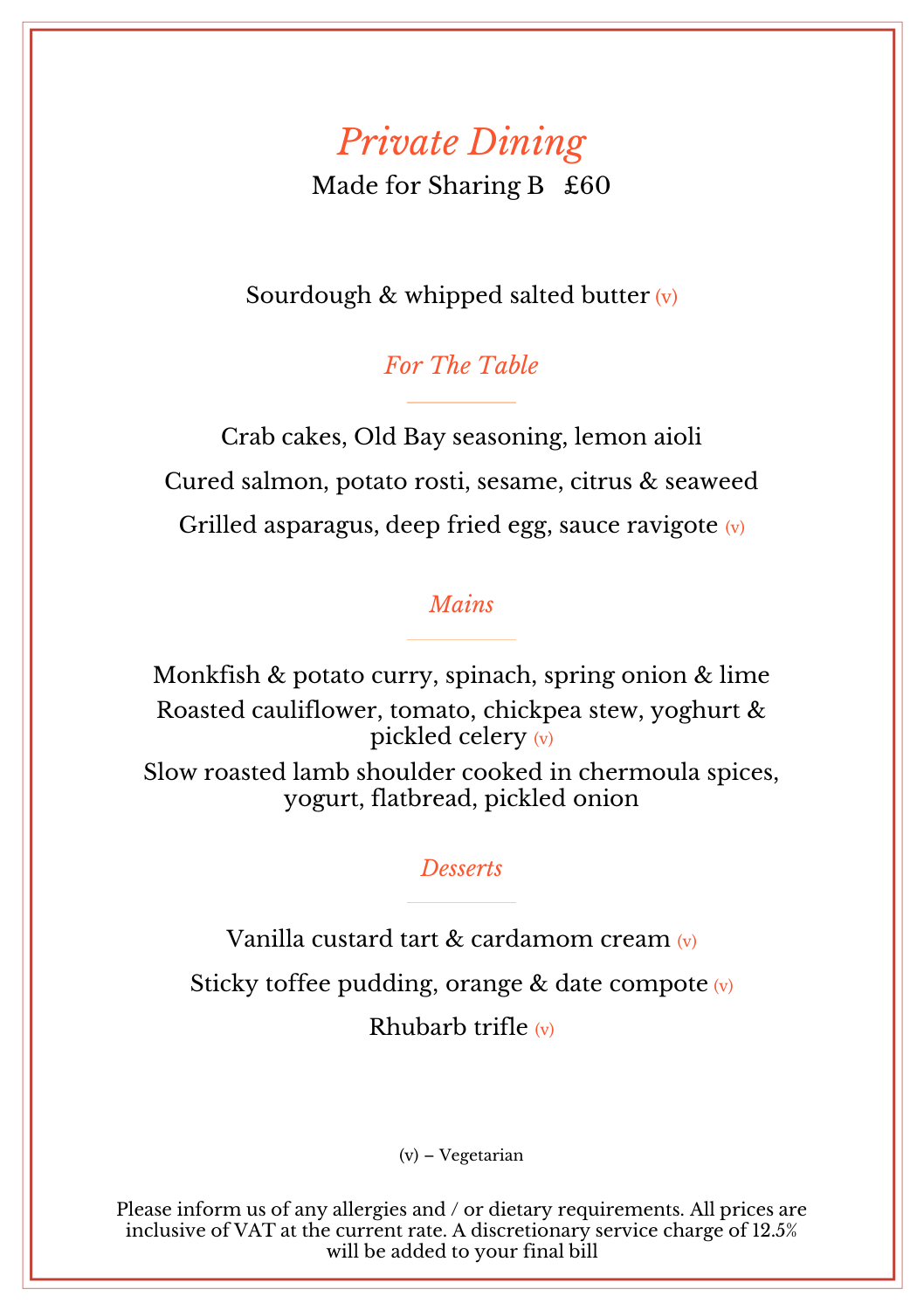# *Private Dining*

Made for Sharing B £60

Sourdough & whipped salted butter (v)

## *For The Table*

Crab cakes, Old Bay seasoning, lemon aioli

Cured salmon, potato rosti, sesame, citrus & seaweed

Grilled asparagus, deep fried egg, sauce ravigote (v)

## *Mains*

Monkfish & potato curry, spinach, spring onion & lime

Roasted cauliflower, tomato, chickpea stew, yoghurt & pickled celery (v)

Slow roasted lamb shoulder cooked in chermoula spices, yogurt, flatbread, pickled onion

## *Desserts*

Vanilla custard tart & cardamom cream (v)

Sticky toffee pudding, orange & date compote (v)

Rhubarb trifle (v)

(v) – Vegetarian

Please inform us of any allergies and / or dietary requirements. All prices are inclusive of VAT at the current rate. A discretionary service charge of 12.5% will be added to your final bill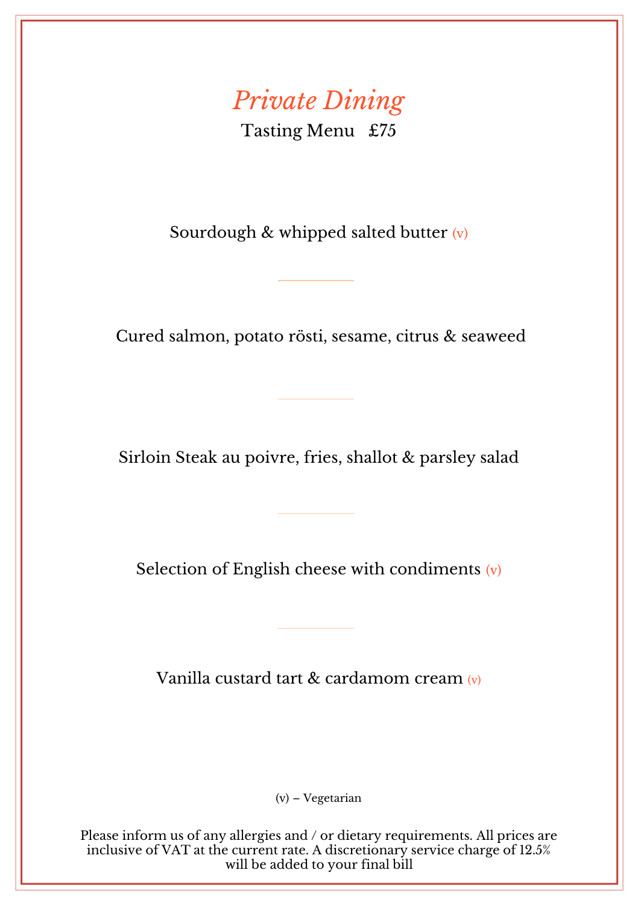# *Private Dining*

Tasting Menu £75

Sourdough & whipped salted butter (v)

---

Cured salmon, potato rösti, sesame, citrus & seaweed

---

Sirloin Steak au poivre, fries, shallot & parsley salad

---

Selection of English cheese with condiments (v)

---

Vanilla custard tart & cardamom cream (v)

(v) – Vegetarian

Please inform us of any allergies and / or dietary requirements. All prices are inclusive of VAT at the current rate. A discretionary service charge of 12.5% will be added to your final bill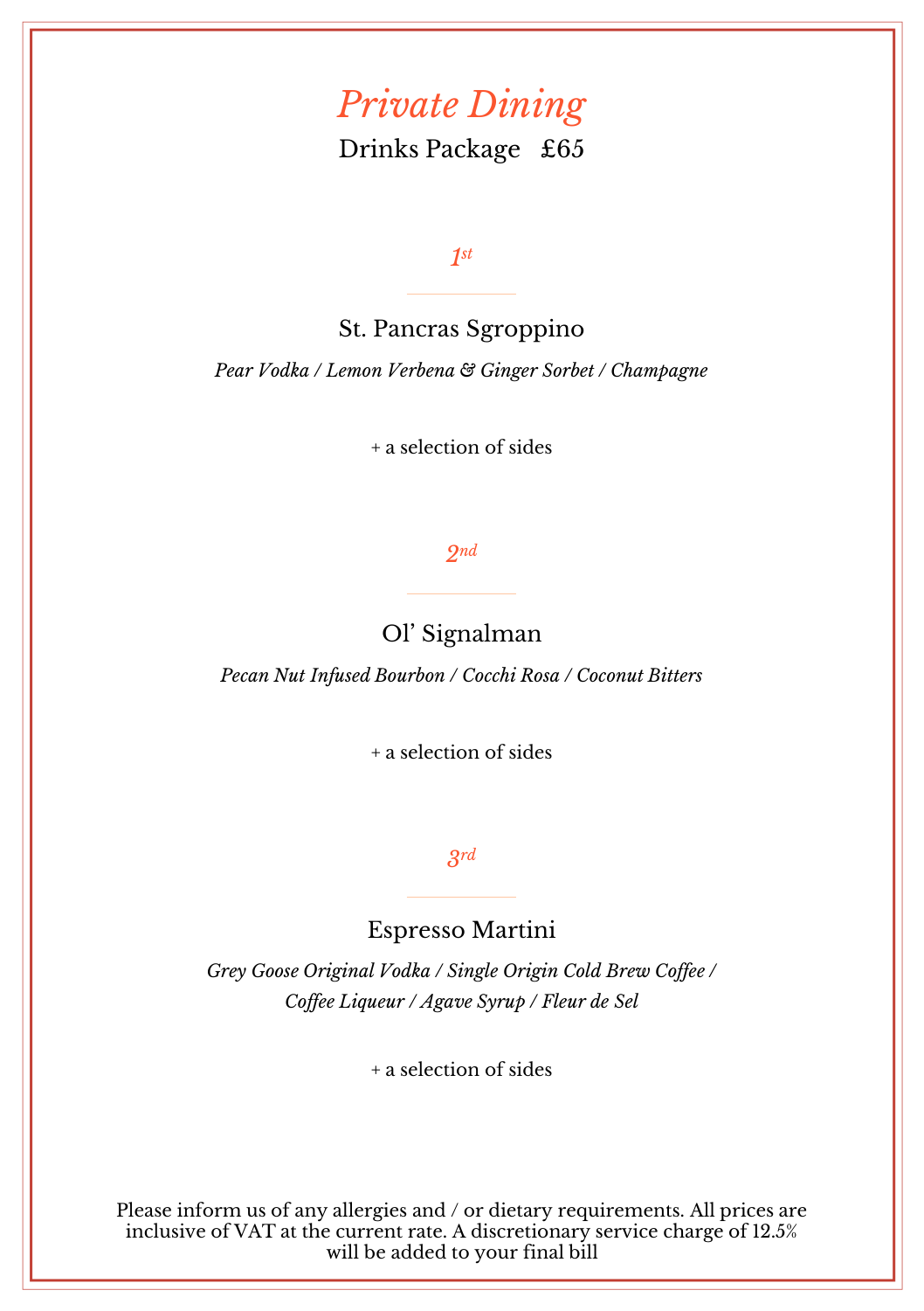# *Private Dining*

Drinks Package £65

## *1st*

### St. Pancras Sgroppino

*Pear Vodka / Lemon Verbena & Ginger Sorbet / Champagne*

+ a selection of sides

## *2nd*

### Ol' Signalman

*Pecan Nut Infused Bourbon / Cocchi Rosa / Coconut Bitters*

+ a selection of sides

## *3rd*

### Espresso Martini

*Grey Goose Original Vodka / Single Origin Cold Brew Coffee / Coffee Liqueur / Agave Syrup / Fleur de Sel*

+ a selection of sides

Please inform us of any allergies and / or dietary requirements. All prices are inclusive of VAT at the current rate. A discretionary service charge of 12.5% will be added to your final bill